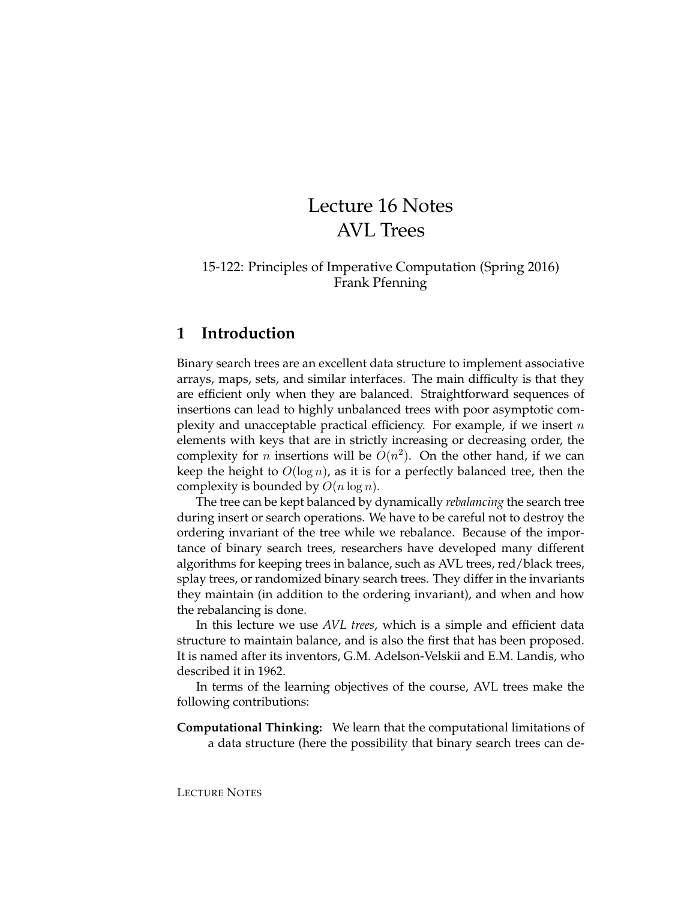# Lecture 16 Notes
# AVL Trees

15-122: Principles of Imperative Computation (Spring 2016)
Frank Pfenning

## 1 Introduction

Binary search trees are an excellent data structure to implement associative arrays, maps, sets, and similar interfaces. The main difficulty is that they are efficient only when they are balanced. Straightforward sequences of insertions can lead to highly unbalanced trees with poor asymptotic complexity and unacceptable practical efficiency. For example, if we insert $n$ elements with keys that are in strictly increasing or decreasing order, the complexity for $n$ insertions will be $O(n^2)$. On the other hand, if we can keep the height to $O(\log n)$, as it is for a perfectly balanced tree, then the complexity is bounded by $O(n \log n)$.

The tree can be kept balanced by dynamically *rebalancing* the search tree during insert or search operations. We have to be careful not to destroy the ordering invariant of the tree while we rebalance. Because of the importance of binary search trees, researchers have developed many different algorithms for keeping trees in balance, such as AVL trees, red/black trees, splay trees, or randomized binary search trees. They differ in the invariants they maintain (in addition to the ordering invariant), and when and how the rebalancing is done.

In this lecture we use *AVL trees*, which is a simple and efficient data structure to maintain balance, and is also the first that has been proposed. It is named after its inventors, G.M. Adelson-Velskii and E.M. Landis, who described it in 1962.

In terms of the learning objectives of the course, AVL trees make the following contributions:

**Computational Thinking:** We learn that the computational limitations of a data structure (here the possibility that binary search trees can de-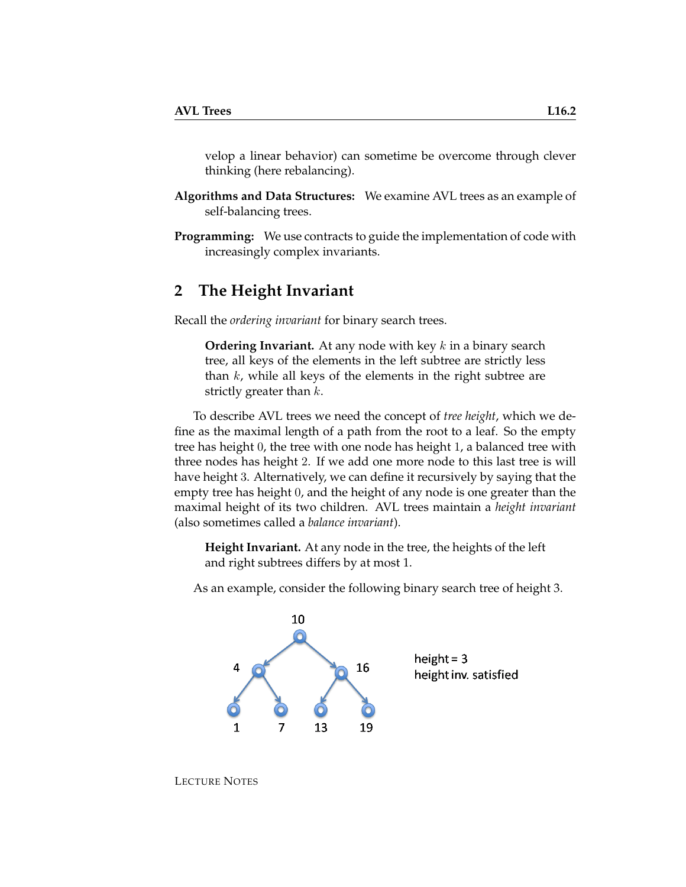velop a linear behavior) can sometime be overcome through clever thinking (here rebalancing).

**Algorithms and Data Structures:** We examine AVL trees as an example of self-balancing trees.

**Programming:** We use contracts to guide the implementation of code with increasingly complex invariants.

## 2 The Height Invariant

Recall the *ordering invariant* for binary search trees.

> **Ordering Invariant.** At any node with key $k$ in a binary search tree, all keys of the elements in the left subtree are strictly less than $k$, while all keys of the elements in the right subtree are strictly greater than $k$.

To describe AVL trees we need the concept of *tree height*, which we define as the maximal length of a path from the root to a leaf. So the empty tree has height $0$, the tree with one node has height $1$, a balanced tree with three nodes has height $2$. If we add one more node to this last tree is will have height $3$. Alternatively, we can define it recursively by saying that the empty tree has height $0$, and the height of any node is one greater than the maximal height of its two children. AVL trees maintain a *height invariant* (also sometimes called a *balance invariant*).

> **Height Invariant.** At any node in the tree, the heights of the left and right subtrees differs by at most 1.

As an example, consider the following binary search tree of height 3.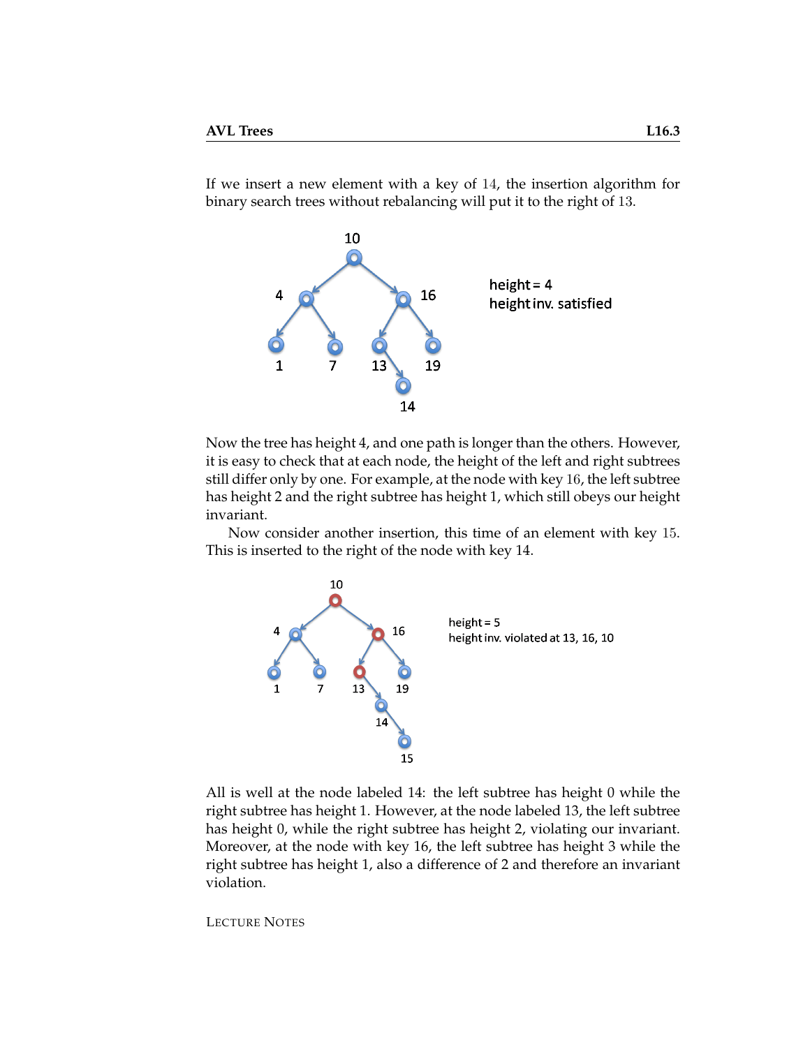If we insert a new element with a key of 14, the insertion algorithm for binary search trees without rebalancing will put it to the right of 13.

Now the tree has height 4, and one path is longer than the others. However, it is easy to check that at each node, the height of the left and right subtrees still differ only by one. For example, at the node with key 16, the left subtree has height 2 and the right subtree has height 1, which still obeys our height invariant.

Now consider another insertion, this time of an element with key 15. This is inserted to the right of the node with key 14.

All is well at the node labeled 14: the left subtree has height 0 while the right subtree has height 1. However, at the node labeled 13, the left subtree has height 0, while the right subtree has height 2, violating our invariant. Moreover, at the node with key 16, the left subtree has height 3 while the right subtree has height 1, also a difference of 2 and therefore an invariant violation.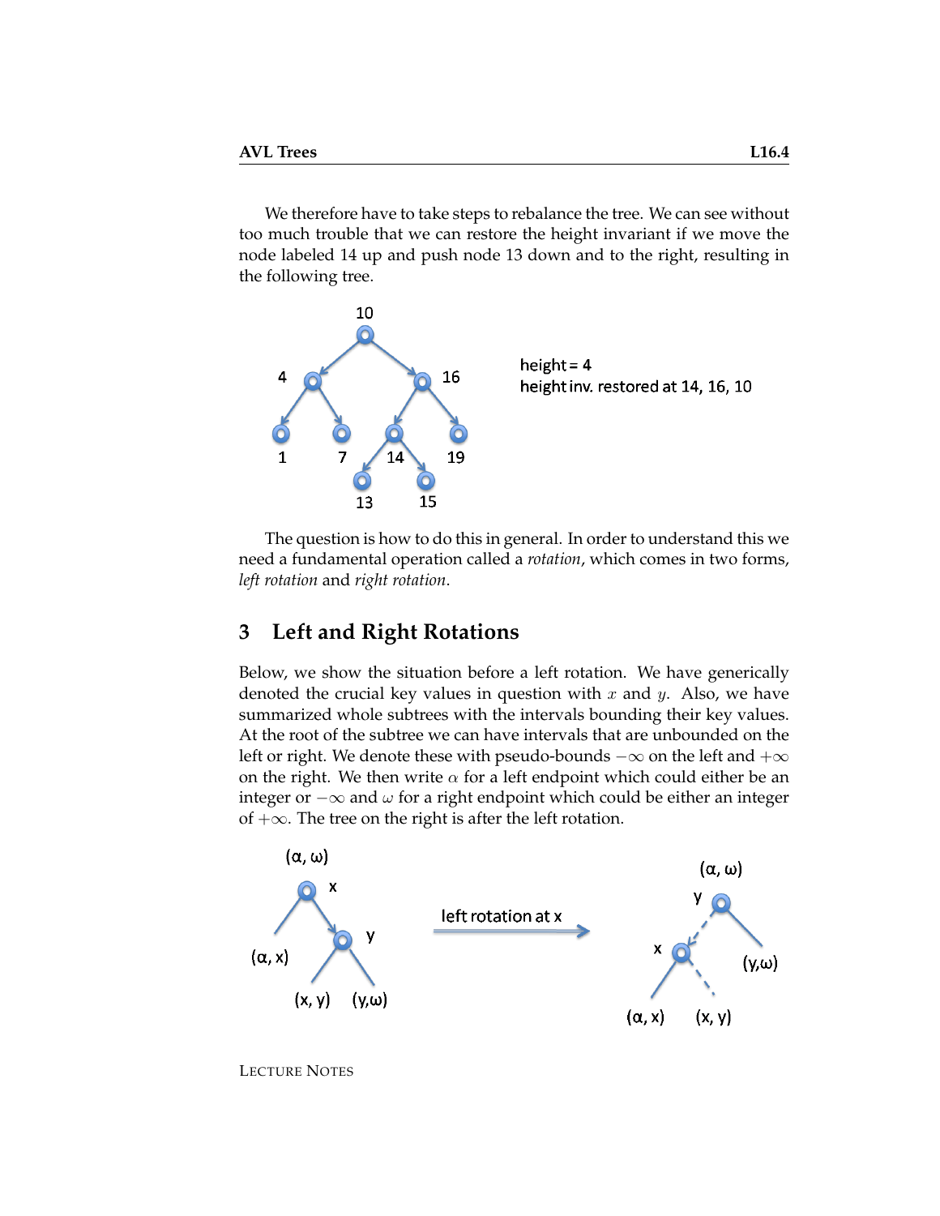We therefore have to take steps to rebalance the tree. We can see without too much trouble that we can restore the height invariant if we move the node labeled 14 up and push node 13 down and to the right, resulting in the following tree.

The question is how to do this in general. In order to understand this we need a fundamental operation called a *rotation*, which comes in two forms, *left rotation* and *right rotation*.

## 3 Left and Right Rotations

Below, we show the situation before a left rotation. We have generically denoted the crucial key values in question with $x$ and $y$. Also, we have summarized whole subtrees with the intervals bounding their key values. At the root of the subtree we can have intervals that are unbounded on the left or right. We denote these with pseudo-bounds $-\infty$ on the left and $+\infty$ on the right. We then write $\alpha$ for a left endpoint which could either be an integer or $-\infty$ and $\omega$ for a right endpoint which could be either an integer of $+\infty$. The tree on the right is after the left rotation.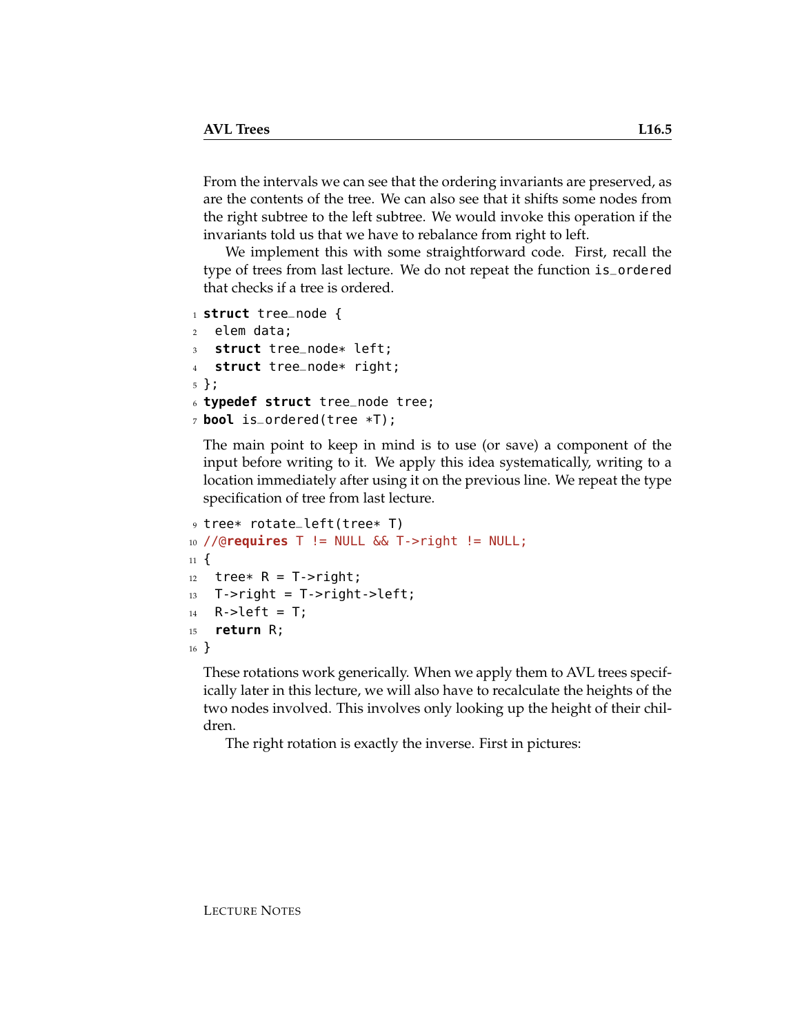From the intervals we can see that the ordering invariants are preserved, as are the contents of the tree. We can also see that it shifts some nodes from the right subtree to the left subtree. We would invoke this operation if the invariants told us that we have to rebalance from right to left.

We implement this with some straightforward code. First, recall the type of trees from last lecture. We do not repeat the function `is_ordered` that checks if a tree is ordered.

```
1 struct tree_node {
2   elem data;
3   struct tree_node* left;
4   struct tree_node* right;
5 };
6 typedef struct tree_node tree;
7 bool is_ordered(tree *T);
```

The main point to keep in mind is to use (or save) a component of the input before writing to it. We apply this idea systematically, writing to a location immediately after using it on the previous line. We repeat the type specification of tree from last lecture.

```
9  tree* rotate_left(tree* T)
10 //@requires T != NULL && T->right != NULL;
11 {
12   tree* R = T->right;
13   T->right = T->right->left;
14   R->left = T;
15   return R;
16 }
```

These rotations work generically. When we apply them to AVL trees specifically later in this lecture, we will also have to recalculate the heights of the two nodes involved. This involves only looking up the height of their children.

The right rotation is exactly the inverse. First in pictures: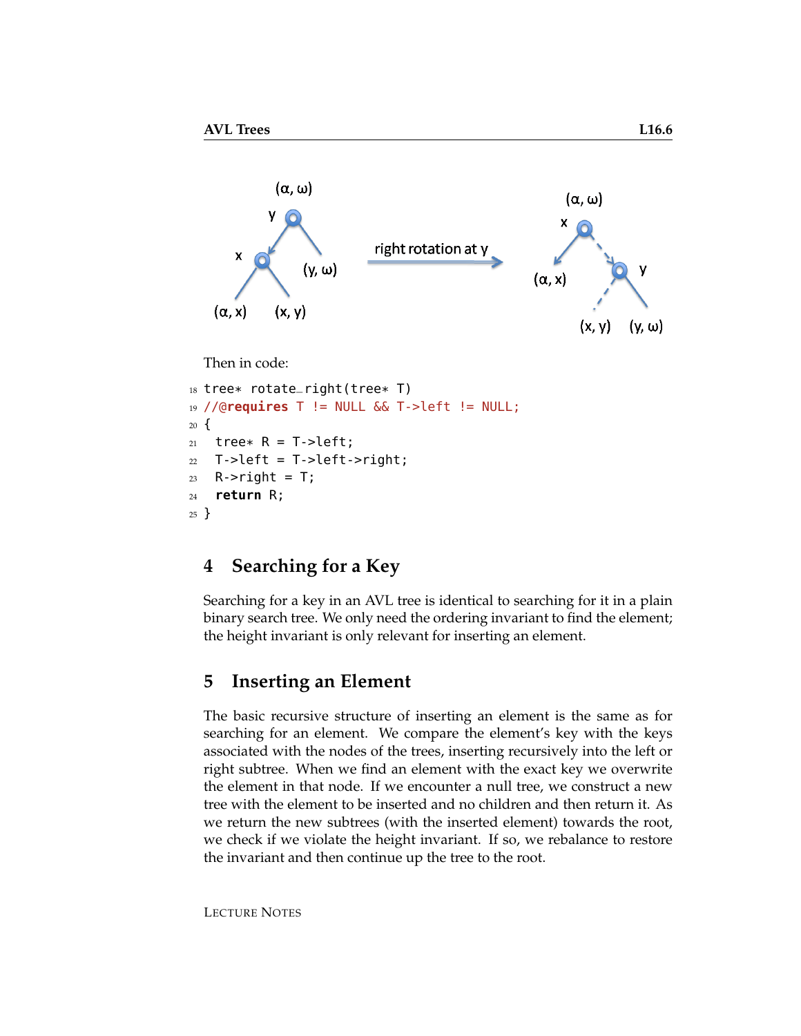Then in code:

```
tree* rotate_right(tree* T)
//@requires T != NULL && T->left != NULL;
{
  tree* R = T->left;
  T->left = T->left->right;
  R->right = T;
  return R;
}
```

## 4 Searching for a Key

Searching for a key in an AVL tree is identical to searching for it in a plain binary search tree. We only need the ordering invariant to find the element; the height invariant is only relevant for inserting an element.

## 5 Inserting an Element

The basic recursive structure of inserting an element is the same as for searching for an element. We compare the element's key with the keys associated with the nodes of the trees, inserting recursively into the left or right subtree. When we find an element with the exact key we overwrite the element in that node. If we encounter a null tree, we construct a new tree with the element to be inserted and no children and then return it. As we return the new subtrees (with the inserted element) towards the root, we check if we violate the height invariant. If so, we rebalance to restore the invariant and then continue up the tree to the root.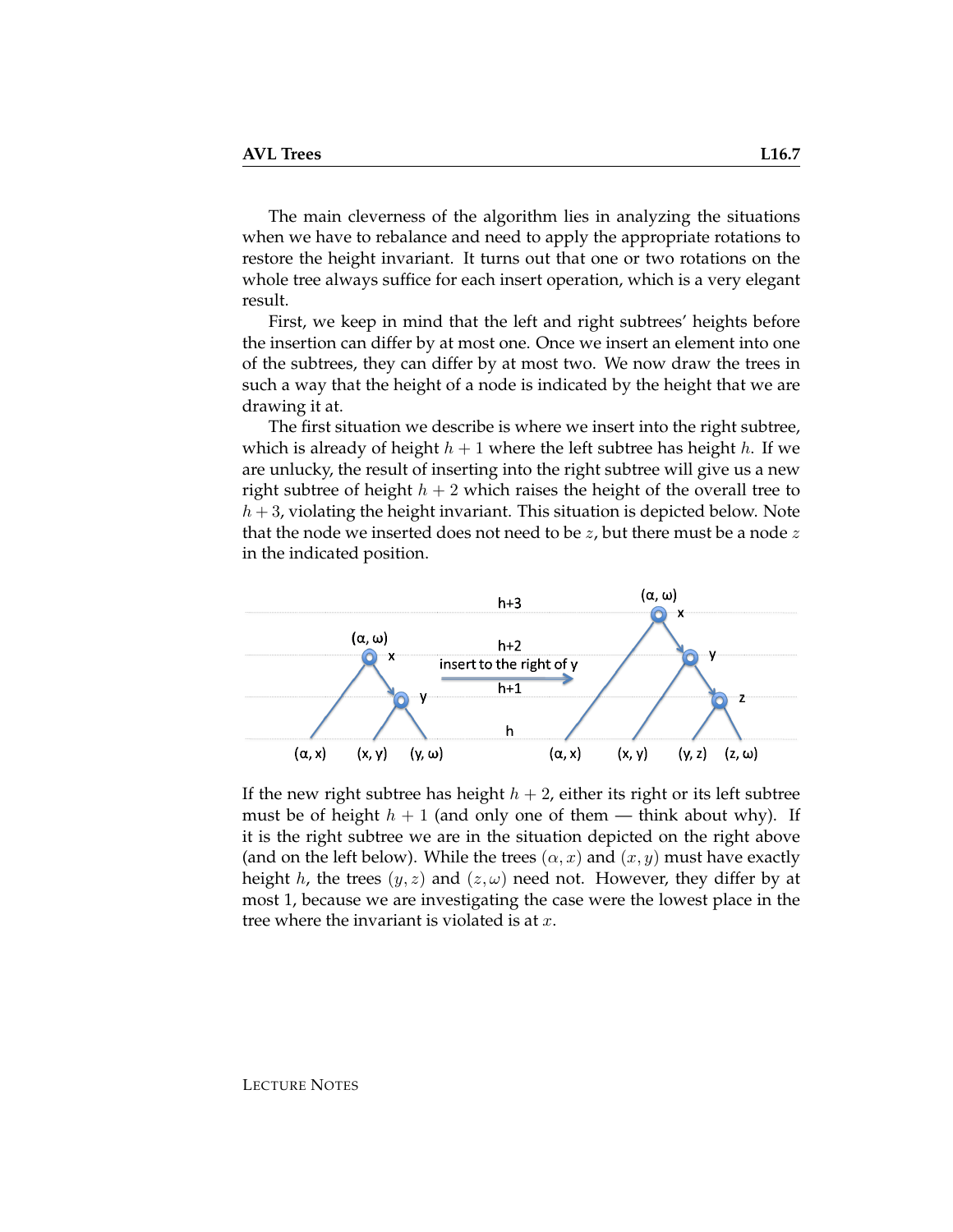The main cleverness of the algorithm lies in analyzing the situations when we have to rebalance and need to apply the appropriate rotations to restore the height invariant. It turns out that one or two rotations on the whole tree always suffice for each insert operation, which is a very elegant result.

First, we keep in mind that the left and right subtrees' heights before the insertion can differ by at most one. Once we insert an element into one of the subtrees, they can differ by at most two. We now draw the trees in such a way that the height of a node is indicated by the height that we are drawing it at.

The first situation we describe is where we insert into the right subtree, which is already of height $h + 1$ where the left subtree has height $h$. If we are unlucky, the result of inserting into the right subtree will give us a new right subtree of height $h + 2$ which raises the height of the overall tree to $h + 3$, violating the height invariant. This situation is depicted below. Note that the node we inserted does not need to be $z$, but there must be a node $z$ in the indicated position.

If the new right subtree has height $h + 2$, either its right or its left subtree must be of height $h + 1$ (and only one of them — think about why). If it is the right subtree we are in the situation depicted on the right above (and on the left below). While the trees $(\alpha, x)$ and $(x, y)$ must have exactly height $h$, the trees $(y, z)$ and $(z, \omega)$ need not. However, they differ by at most 1, because we are investigating the case were the lowest place in the tree where the invariant is violated is at $x$.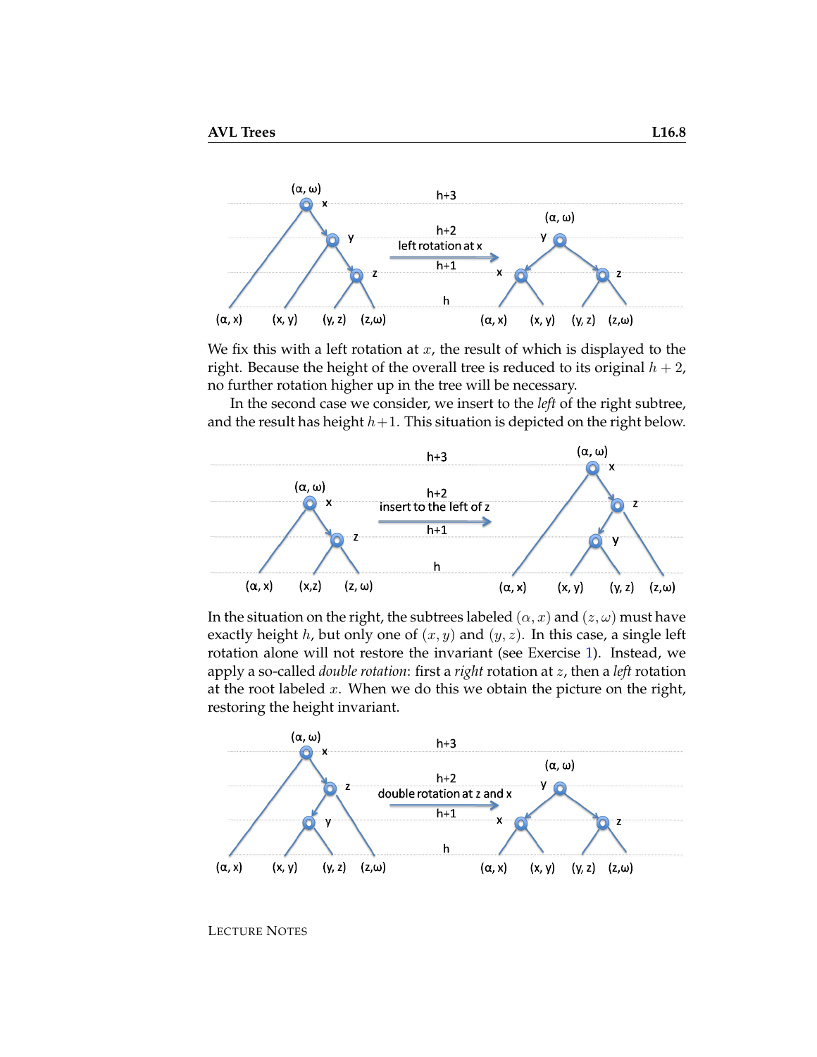We fix this with a left rotation at $x$, the result of which is displayed to the right. Because the height of the overall tree is reduced to its original $h+2$, no further rotation higher up in the tree will be necessary.

In the second case we consider, we insert to the *left* of the right subtree, and the result has height $h+1$. This situation is depicted on the right below.

In the situation on the right, the subtrees labeled $(\alpha, x)$ and $(z, \omega)$ must have exactly height $h$, but only one of $(x, y)$ and $(y, z)$. In this case, a single left rotation alone will not restore the invariant (see Exercise 1). Instead, we apply a so-called *double rotation*: first a *right* rotation at $z$, then a *left* rotation at the root labeled $x$. When we do this we obtain the picture on the right, restoring the height invariant.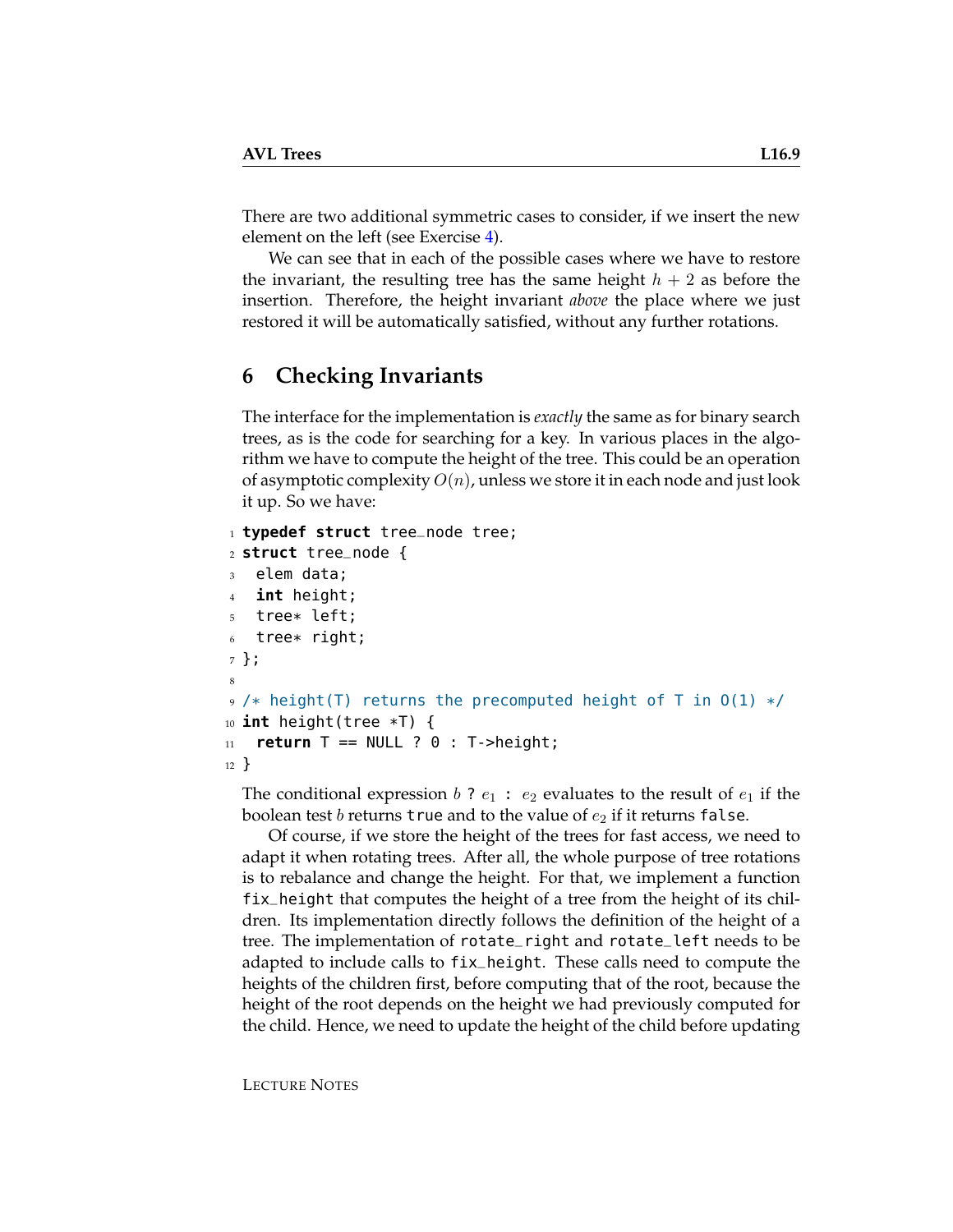There are two additional symmetric cases to consider, if we insert the new element on the left (see Exercise 4).

We can see that in each of the possible cases where we have to restore the invariant, the resulting tree has the same height $h + 2$ as before the insertion. Therefore, the height invariant *above* the place where we just restored it will be automatically satisfied, without any further rotations.

## 6 Checking Invariants

The interface for the implementation is *exactly* the same as for binary search trees, as is the code for searching for a key. In various places in the algorithm we have to compute the height of the tree. This could be an operation of asymptotic complexity $O(n)$, unless we store it in each node and just look it up. So we have:

```
typedef struct tree_node tree;
struct tree_node {
  elem data;
  int height;
  tree* left;
  tree* right;
};

/* height(T) returns the precomputed height of T in O(1) */
int height(tree *T) {
  return T == NULL ? 0 : T->height;
}
```

The conditional expression $b$ `?` $e_1$ `:` $e_2$ evaluates to the result of $e_1$ if the boolean test $b$ returns `true` and to the value of $e_2$ if it returns `false`.

Of course, if we store the height of the trees for fast access, we need to adapt it when rotating trees. After all, the whole purpose of tree rotations is to rebalance and change the height. For that, we implement a function `fix_height` that computes the height of a tree from the height of its children. Its implementation directly follows the definition of the height of a tree. The implementation of `rotate_right` and `rotate_left` needs to be adapted to include calls to `fix_height`. These calls need to compute the heights of the children first, before computing that of the root, because the height of the root depends on the height we had previously computed for the child. Hence, we need to update the height of the child before updating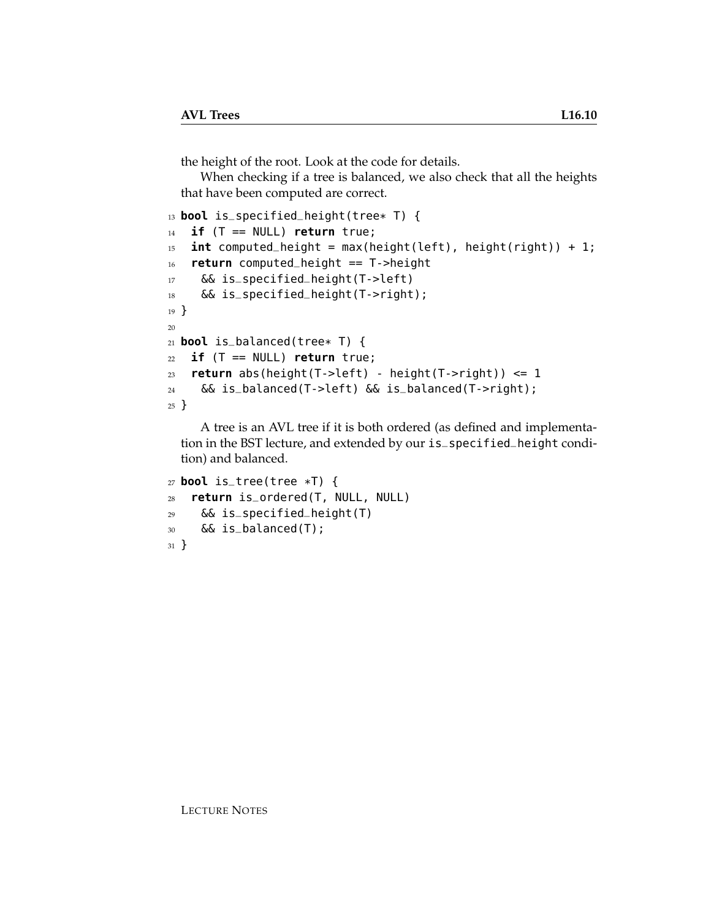the height of the root. Look at the code for details.

When checking if a tree is balanced, we also check that all the heights that have been computed are correct.

```
13 bool is_specified_height(tree* T) {
14   if (T == NULL) return true;
15   int computed_height = max(height(left), height(right)) + 1;
16   return computed_height == T->height
17     && is_specified_height(T->left)
18     && is_specified_height(T->right);
19 }
20
21 bool is_balanced(tree* T) {
22   if (T == NULL) return true;
23   return abs(height(T->left) - height(T->right)) <= 1
24     && is_balanced(T->left) && is_balanced(T->right);
25 }
```

A tree is an AVL tree if it is both ordered (as defined and implementation in the BST lecture, and extended by our `is_specified_height` condition) and balanced.

```
27 bool is_tree(tree *T) {
28   return is_ordered(T, NULL, NULL)
29     && is_specified_height(T)
30     && is_balanced(T);
31 }
```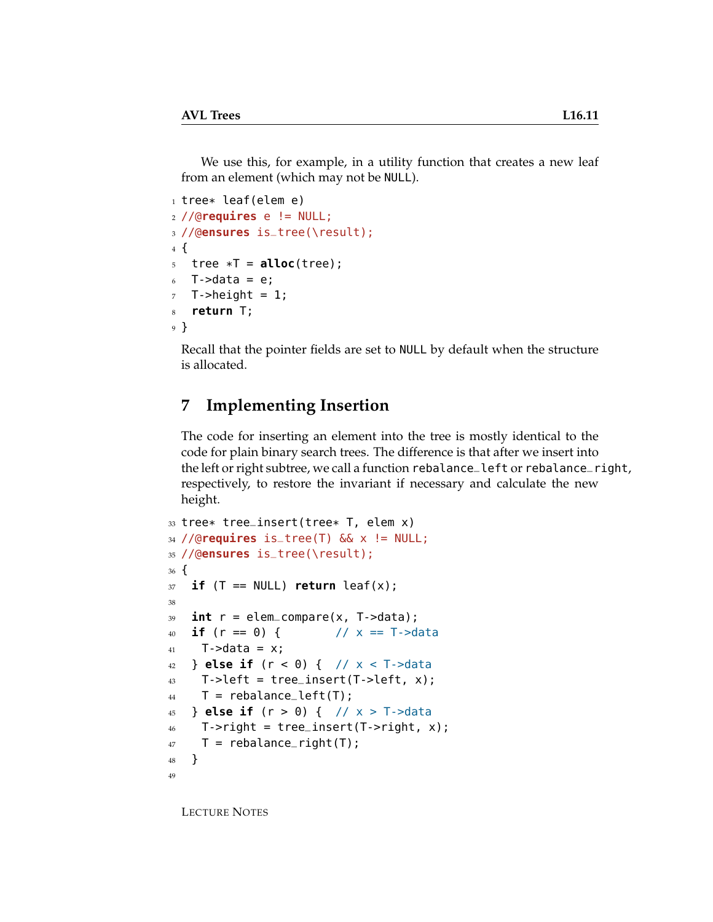We use this, for example, in a utility function that creates a new leaf from an element (which may not be NULL).

```
1 tree* leaf(elem e)
2 //@requires e != NULL;
3 //@ensures is_tree(\result);
4 {
5   tree *T = alloc(tree);
6   T->data = e;
7   T->height = 1;
8   return T;
9 }
```

Recall that the pointer fields are set to NULL by default when the structure is allocated.

## 7 Implementing Insertion

The code for inserting an element into the tree is mostly identical to the code for plain binary search trees. The difference is that after we insert into the left or right subtree, we call a function rebalance_left or rebalance_right, respectively, to restore the invariant if necessary and calculate the new height.

```
33 tree* tree_insert(tree* T, elem x)
34 //@requires is_tree(T) && x != NULL;
35 //@ensures is_tree(\result);
36 {
37   if (T == NULL) return leaf(x);
38 
39   int r = elem_compare(x, T->data);
40   if (r == 0) {         // x == T->data
41     T->data = x;
42   } else if (r < 0) {   // x < T->data
43     T->left = tree_insert(T->left, x);
44     T = rebalance_left(T);
45   } else if (r > 0) {   // x > T->data
46     T->right = tree_insert(T->right, x);
47     T = rebalance_right(T);
48   }
49 
```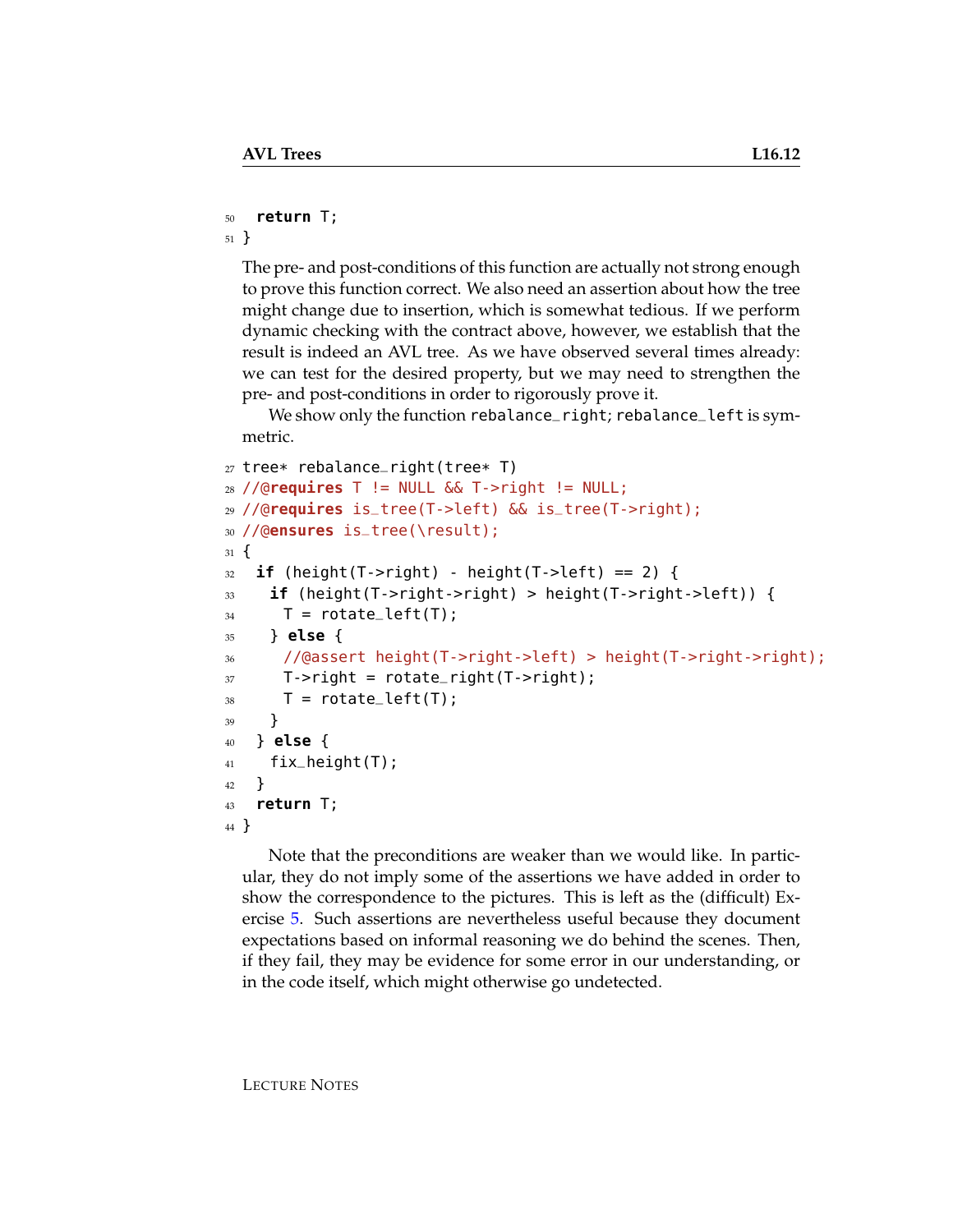```
50   return T;
51 }
```

The pre- and post-conditions of this function are actually not strong enough to prove this function correct. We also need an assertion about how the tree might change due to insertion, which is somewhat tedious. If we perform dynamic checking with the contract above, however, we establish that the result is indeed an AVL tree. As we have observed several times already: we can test for the desired property, but we may need to strengthen the pre- and post-conditions in order to rigorously prove it.

We show only the function `rebalance_right`; `rebalance_left` is symmetric.

```
27 tree* rebalance_right(tree* T)
28 //@requires T != NULL && T->right != NULL;
29 //@requires is_tree(T->left) && is_tree(T->right);
30 //@ensures is_tree(\result);
31 {
32   if (height(T->right) - height(T->left) == 2) {
33     if (height(T->right->right) > height(T->right->left)) {
34       T = rotate_left(T);
35     } else {
36       //@assert height(T->right->left) > height(T->right->right);
37       T->right = rotate_right(T->right);
38       T = rotate_left(T);
39     }
40   } else {
41     fix_height(T);
42   }
43   return T;
44 }
```

Note that the preconditions are weaker than we would like. In particular, they do not imply some of the assertions we have added in order to show the correspondence to the pictures. This is left as the (difficult) Exercise 5. Such assertions are nevertheless useful because they document expectations based on informal reasoning we do behind the scenes. Then, if they fail, they may be evidence for some error in our understanding, or in the code itself, which might otherwise go undetected.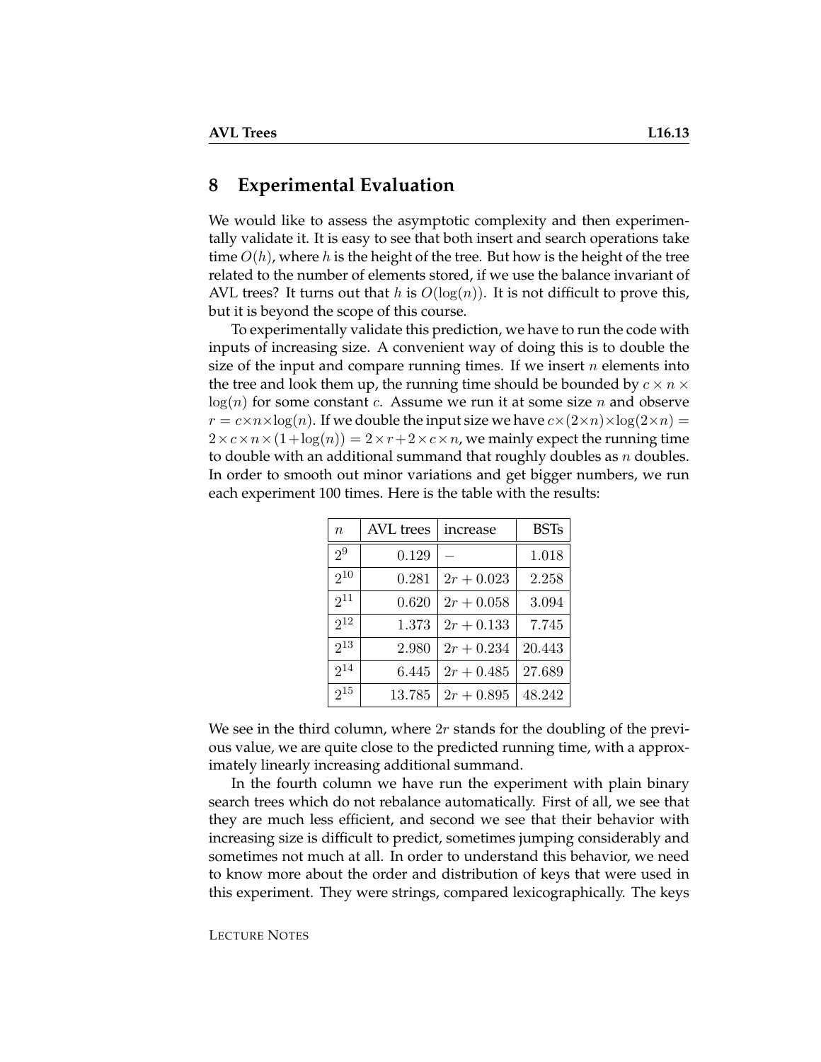## 8 Experimental Evaluation

We would like to assess the asymptotic complexity and then experimentally validate it. It is easy to see that both insert and search operations take time $O(h)$, where $h$ is the height of the tree. But how is the height of the tree related to the number of elements stored, if we use the balance invariant of AVL trees? It turns out that $h$ is $O(\log(n))$. It is not difficult to prove this, but it is beyond the scope of this course.

To experimentally validate this prediction, we have to run the code with inputs of increasing size. A convenient way of doing this is to double the size of the input and compare running times. If we insert $n$ elements into the tree and look them up, the running time should be bounded by $c \times n \times \log(n)$ for some constant $c$. Assume we run it at some size $n$ and observe $r = c \times n \times \log(n)$. If we double the input size we have $c \times (2 \times n) \times \log(2 \times n) = 2 \times c \times n \times (1 + \log(n)) = 2 \times r + 2 \times c \times n$, we mainly expect the running time to double with an additional summand that roughly doubles as $n$ doubles. In order to smooth out minor variations and get bigger numbers, we run each experiment 100 times. Here is the table with the results:

| $n$ | AVL trees | increase | BSTs |
|---|---|---|---|
| $2^9$ | 0.129 | $-$ | 1.018 |
| $2^{10}$ | 0.281 | $2r + 0.023$ | 2.258 |
| $2^{11}$ | 0.620 | $2r + 0.058$ | 3.094 |
| $2^{12}$ | 1.373 | $2r + 0.133$ | 7.745 |
| $2^{13}$ | 2.980 | $2r + 0.234$ | 20.443 |
| $2^{14}$ | 6.445 | $2r + 0.485$ | 27.689 |
| $2^{15}$ | 13.785 | $2r + 0.895$ | 48.242 |

We see in the third column, where $2r$ stands for the doubling of the previous value, we are quite close to the predicted running time, with a approximately linearly increasing additional summand.

In the fourth column we have run the experiment with plain binary search trees which do not rebalance automatically. First of all, we see that they are much less efficient, and second we see that their behavior with increasing size is difficult to predict, sometimes jumping considerably and sometimes not much at all. In order to understand this behavior, we need to know more about the order and distribution of keys that were used in this experiment. They were strings, compared lexicographically. The keys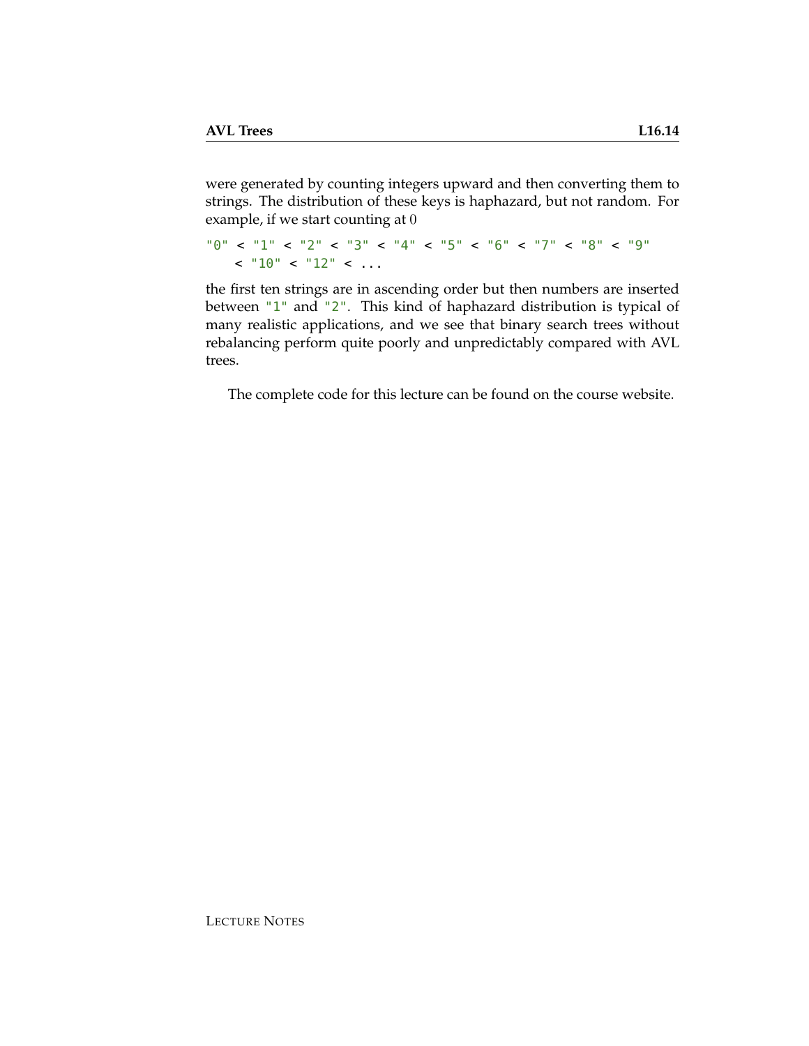were generated by counting integers upward and then converting them to strings. The distribution of these keys is haphazard, but not random. For example, if we start counting at 0

```
"0" < "1" < "2" < "3" < "4" < "5" < "6" < "7" < "8" < "9"
    < "10" < "12" < ...
```

the first ten strings are in ascending order but then numbers are inserted between "1" and "2". This kind of haphazard distribution is typical of many realistic applications, and we see that binary search trees without rebalancing perform quite poorly and unpredictably compared with AVL trees.

The complete code for this lecture can be found on the course website.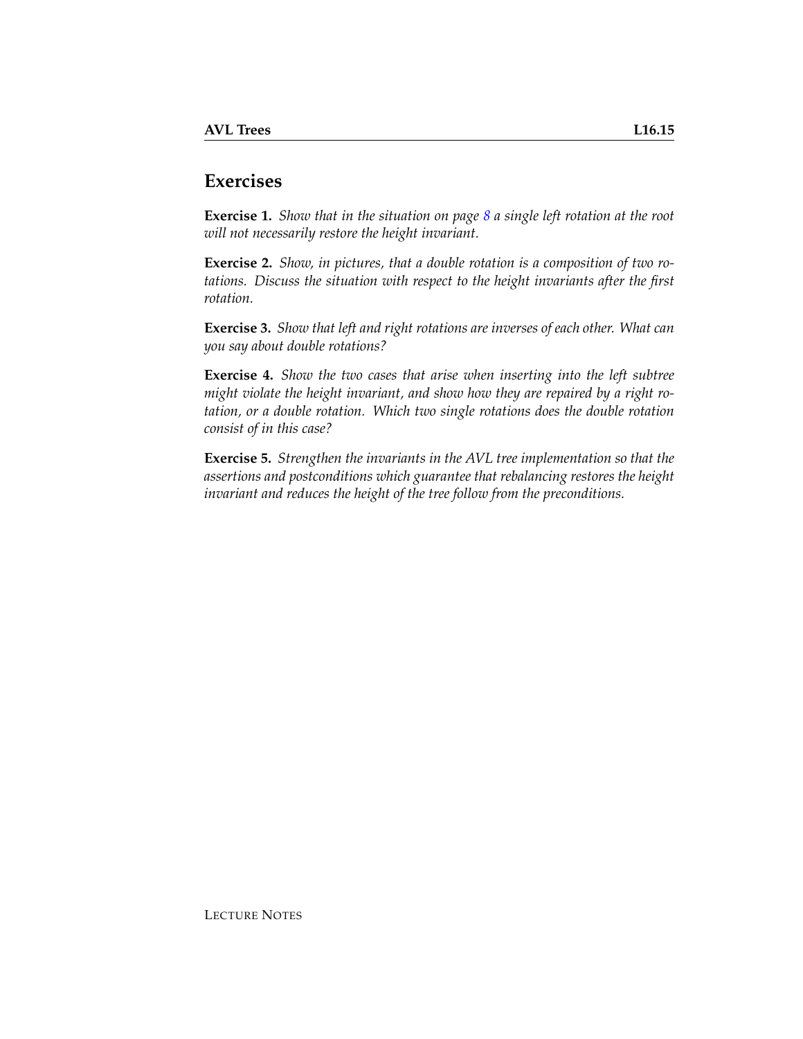## Exercises

**Exercise 1.** *Show that in the situation on page 8 a single left rotation at the root will not necessarily restore the height invariant.*

**Exercise 2.** *Show, in pictures, that a double rotation is a composition of two rotations. Discuss the situation with respect to the height invariants after the first rotation.*

**Exercise 3.** *Show that left and right rotations are inverses of each other. What can you say about double rotations?*

**Exercise 4.** *Show the two cases that arise when inserting into the left subtree might violate the height invariant, and show how they are repaired by a right rotation, or a double rotation. Which two single rotations does the double rotation consist of in this case?*

**Exercise 5.** *Strengthen the invariants in the AVL tree implementation so that the assertions and postconditions which guarantee that rebalancing restores the height invariant and reduces the height of the tree follow from the preconditions.*